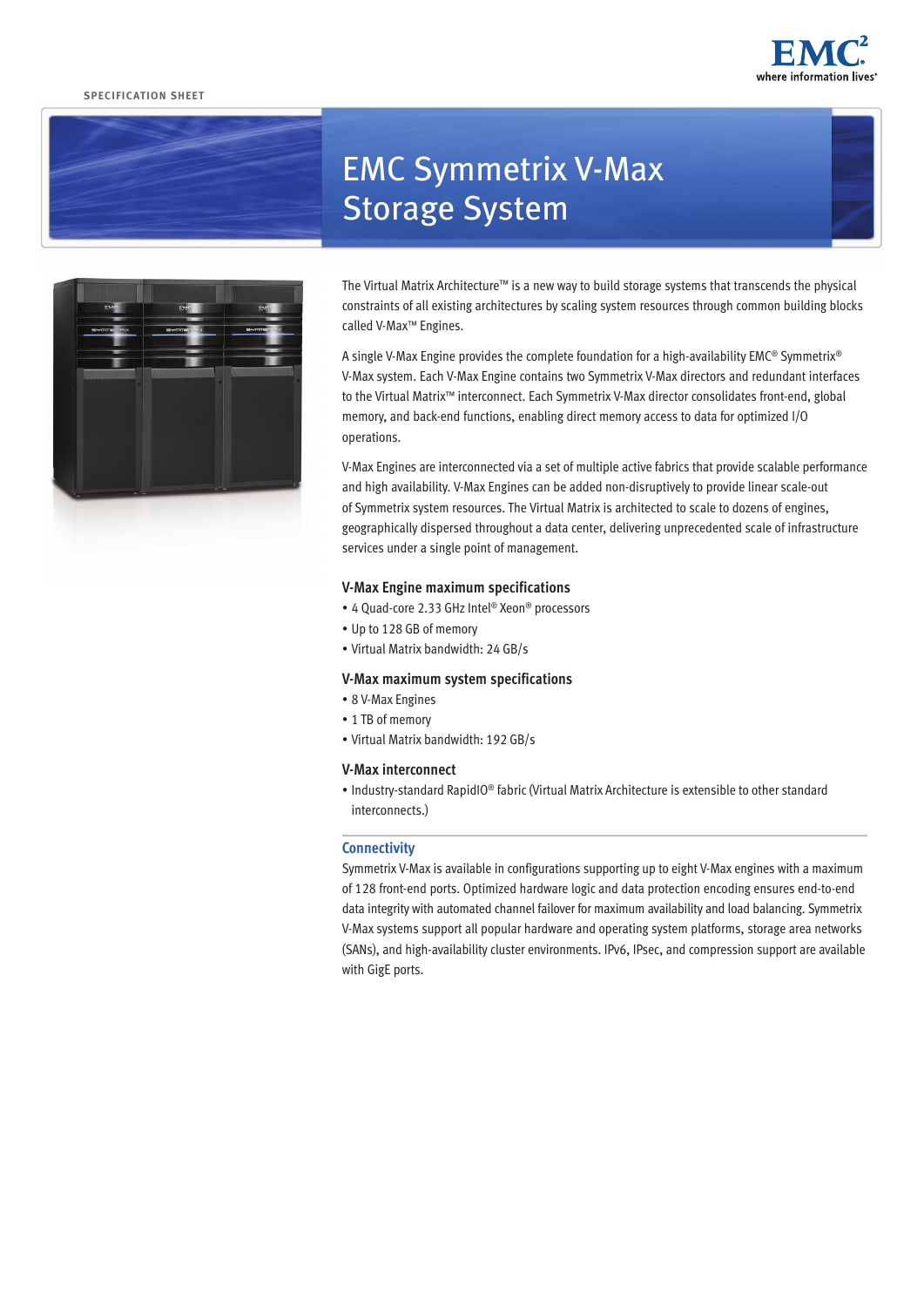SPECIFICATION SHEET

# EMC Symmetrix V-Max Storage System

The Virtual Matrix Architecture™ is a new way to build storage systems that transcends the physical constraints of all existing architectures by scaling system resources through common building blocks called V-Max™ Engines.

A single V-Max Engine provides the complete foundation for a high-availability EMC® Symmetrix® V-Max system. Each V-Max Engine contains two Symmetrix V-Max directors and redundant interfaces to the Virtual Matrix™ interconnect. Each Symmetrix V-Max director consolidates front-end, global memory, and back-end functions, enabling direct memory access to data for optimized I/O operations.

V-Max Engines are interconnected via a set of multiple active fabrics that provide scalable performance and high availability. V-Max Engines can be added non-disruptively to provide linear scale-out of Symmetrix system resources. The Virtual Matrix is architected to scale to dozens of engines, geographically dispersed throughout a data center, delivering unprecedented scale of infrastructure services under a single point of management.

### V-Max Engine maximum specifications

- 4 Quad-core 2.33 GHz Intel® Xeon® processors
- Up to 128 GB of memory
- Virtual Matrix bandwidth: 24 GB/s

### V-Max maximum system specifications

- 8 V-Max Engines
- 1 TB of memory
- Virtual Matrix bandwidth: 192 GB/s

### V-Max interconnect

- Industry-standard RapidIO® fabric (Virtual Matrix Architecture is extensible to other standard interconnects.)

## Connectivity

Symmetrix V-Max is available in configurations supporting up to eight V-Max engines with a maximum of 128 front-end ports. Optimized hardware logic and data protection encoding ensures end-to-end data integrity with automated channel failover for maximum availability and load balancing. Symmetrix V-Max systems support all popular hardware and operating system platforms, storage area networks (SANs), and high-availability cluster environments. IPv6, IPsec, and compression support are available with GigE ports.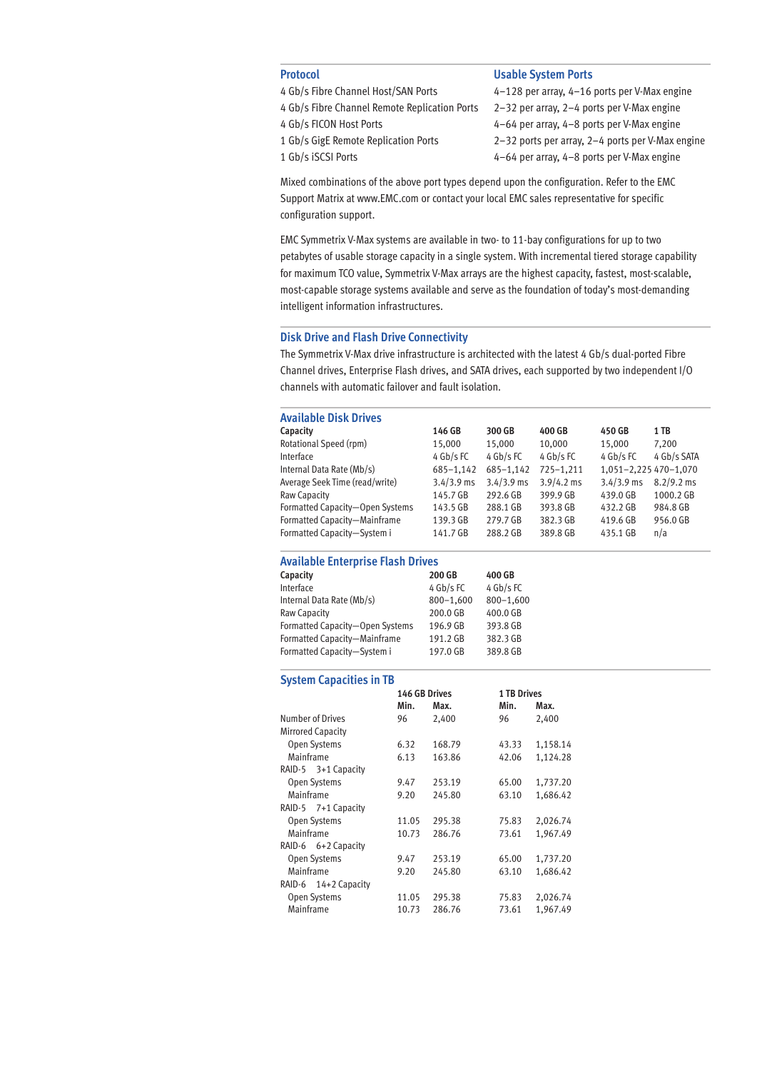| Protocol | Usable System Ports |
|---|---|
| 4 Gb/s Fibre Channel Host/SAN Ports | 4–128 per array, 4–16 ports per V-Max engine |
| 4 Gb/s Fibre Channel Remote Replication Ports | 2–32 per array, 2–4 ports per V-Max engine |
| 4 Gb/s FICON Host Ports | 4–64 per array, 4–8 ports per V-Max engine |
| 1 Gb/s GigE Remote Replication Ports | 2–32 ports per array, 2–4 ports per V-Max engine |
| 1 Gb/s iSCSI Ports | 4–64 per array, 4–8 ports per V-Max engine |

Mixed combinations of the above port types depend upon the configuration. Refer to the EMC Support Matrix at www.EMC.com or contact your local EMC sales representative for specific configuration support.

EMC Symmetrix V-Max systems are available in two- to 11-bay configurations for up to two petabytes of usable storage capacity in a single system. With incremental tiered storage capability for maximum TCO value, Symmetrix V-Max arrays are the highest capacity, fastest, most-scalable, most-capable storage systems available and serve as the foundation of today's most-demanding intelligent information infrastructures.

## Disk Drive and Flash Drive Connectivity

The Symmetrix V-Max drive infrastructure is architected with the latest 4 Gb/s dual-ported Fibre Channel drives, Enterprise Flash drives, and SATA drives, each supported by two independent I/O channels with automatic failover and fault isolation.

## Available Disk Drives

| Capacity | 146 GB | 300 GB | 400 GB | 450 GB | 1 TB |
|---|---|---|---|---|---|
| Rotational Speed (rpm) | 15,000 | 15,000 | 10,000 | 15,000 | 7,200 |
| Interface | 4 Gb/s FC | 4 Gb/s FC | 4 Gb/s FC | 4 Gb/s FC | 4 Gb/s SATA |
| Internal Data Rate (Mb/s) | 685–1,142 | 685–1,142 | 725–1,211 | 1,051–2,225 | 470–1,070 |
| Average Seek Time (read/write) | 3.4/3.9 ms | 3.4/3.9 ms | 3.9/4.2 ms | 3.4/3.9 ms | 8.2/9.2 ms |
| Raw Capacity | 145.7 GB | 292.6 GB | 399.9 GB | 439.0 GB | 1000.2 GB |
| Formatted Capacity—Open Systems | 143.5 GB | 288.1 GB | 393.8 GB | 432.2 GB | 984.8 GB |
| Formatted Capacity—Mainframe | 139.3 GB | 279.7 GB | 382.3 GB | 419.6 GB | 956.0 GB |
| Formatted Capacity—System i | 141.7 GB | 288.2 GB | 389.8 GB | 435.1 GB | n/a |

## Available Enterprise Flash Drives

| Capacity | 200 GB | 400 GB |
|---|---|---|
| Interface | 4 Gb/s FC | 4 Gb/s FC |
| Internal Data Rate (Mb/s) | 800–1,600 | 800–1,600 |
| Raw Capacity | 200.0 GB | 400.0 GB |
| Formatted Capacity—Open Systems | 196.9 GB | 393.8 GB |
| Formatted Capacity—Mainframe | 191.2 GB | 382.3 GB |
| Formatted Capacity—System i | 197.0 GB | 389.8 GB |

## System Capacities in TB

| | 146 GB Drives | | 1 TB Drives | |
|---|---|---|---|---|
| | Min. | Max. | Min. | Max. |
| Number of Drives | 96 | 2,400 | 96 | 2,400 |
| Mirrored Capacity | | | | |
| Open Systems | 6.32 | 168.79 | 43.33 | 1,158.14 |
| Mainframe | 6.13 | 163.86 | 42.06 | 1,124.28 |
| RAID-5 3+1 Capacity | | | | |
| Open Systems | 9.47 | 253.19 | 65.00 | 1,737.20 |
| Mainframe | 9.20 | 245.80 | 63.10 | 1,686.42 |
| RAID-5 7+1 Capacity | | | | |
| Open Systems | 11.05 | 295.38 | 75.83 | 2,026.74 |
| Mainframe | 10.73 | 286.76 | 73.61 | 1,967.49 |
| RAID-6 6+2 Capacity | | | | |
| Open Systems | 9.47 | 253.19 | 65.00 | 1,737.20 |
| Mainframe | 9.20 | 245.80 | 63.10 | 1,686.42 |
| RAID-6 14+2 Capacity | | | | |
| Open Systems | 11.05 | 295.38 | 75.83 | 2,026.74 |
| Mainframe | 10.73 | 286.76 | 73.61 | 1,967.49 |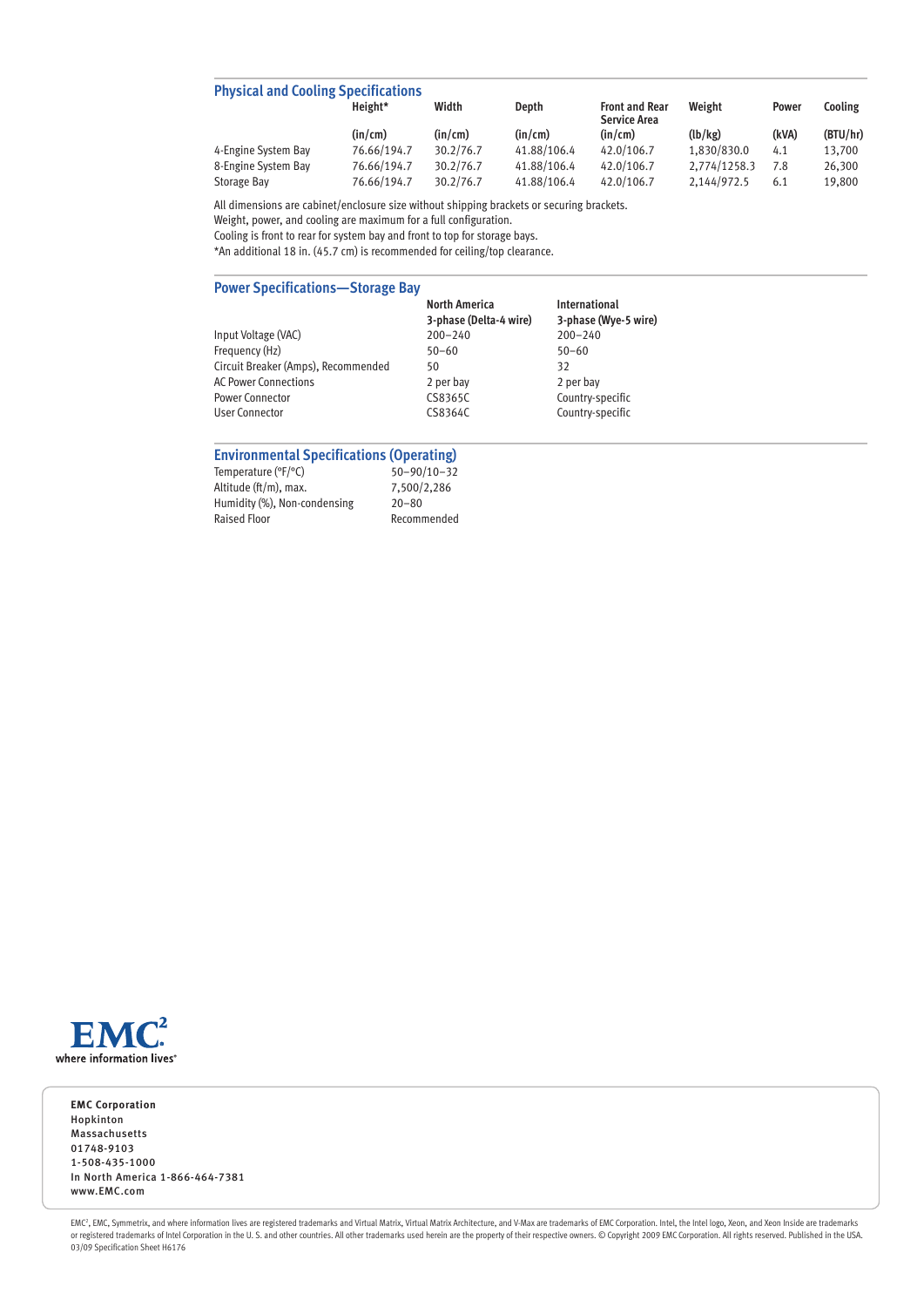## Physical and Cooling Specifications

| | Height* | Width | Depth | Front and Rear Service Area | Weight | Power | Cooling |
|---|---|---|---|---|---|---|---|
| | (in/cm) | (in/cm) | (in/cm) | (in/cm) | (lb/kg) | (kVA) | (BTU/hr) |
| 4-Engine System Bay | 76.66/194.7 | 30.2/76.7 | 41.88/106.4 | 42.0/106.7 | 1,830/830.0 | 4.1 | 13,700 |
| 8-Engine System Bay | 76.66/194.7 | 30.2/76.7 | 41.88/106.4 | 42.0/106.7 | 2,774/1258.3 | 7.8 | 26,300 |
| Storage Bay | 76.66/194.7 | 30.2/76.7 | 41.88/106.4 | 42.0/106.7 | 2,144/972.5 | 6.1 | 19,800 |

All dimensions are cabinet/enclosure size without shipping brackets or securing brackets.
Weight, power, and cooling are maximum for a full configuration.
Cooling is front to rear for system bay and front to top for storage bays.
*An additional 18 in. (45.7 cm) is recommended for ceiling/top clearance.

## Power Specifications—Storage Bay

| | North America 3-phase (Delta-4 wire) | International 3-phase (Wye-5 wire) |
|---|---|---|
| Input Voltage (VAC) | 200–240 | 200–240 |
| Frequency (Hz) | 50–60 | 50–60 |
| Circuit Breaker (Amps), Recommended | 50 | 32 |
| AC Power Connections | 2 per bay | 2 per bay |
| Power Connector | CS8365C | Country-specific |
| User Connector | CS8364C | Country-specific |

## Environmental Specifications (Operating)

| | |
|---|---|
| Temperature (°F/°C) | 50–90/10–32 |
| Altitude (ft/m), max. | 7,500/2,286 |
| Humidity (%), Non-condensing | 20–80 |
| Raised Floor | Recommended |

EMC²
where information lives®

**EMC Corporation**
Hopkinton
Massachusetts
01748-9103
1-508-435-1000
In North America 1-866-464-7381
www.EMC.com

EMC², EMC, Symmetrix, and where information lives are registered trademarks and Virtual Matrix, Virtual Matrix Architecture, and V-Max are trademarks of EMC Corporation. Intel, the Intel logo, Xeon, and Xeon Inside are trademarks or registered trademarks of Intel Corporation in the U. S. and other countries. All other trademarks used herein are the property of their respective owners. © Copyright 2009 EMC Corporation. All rights reserved. Published in the USA. 03/09 Specification Sheet H6176